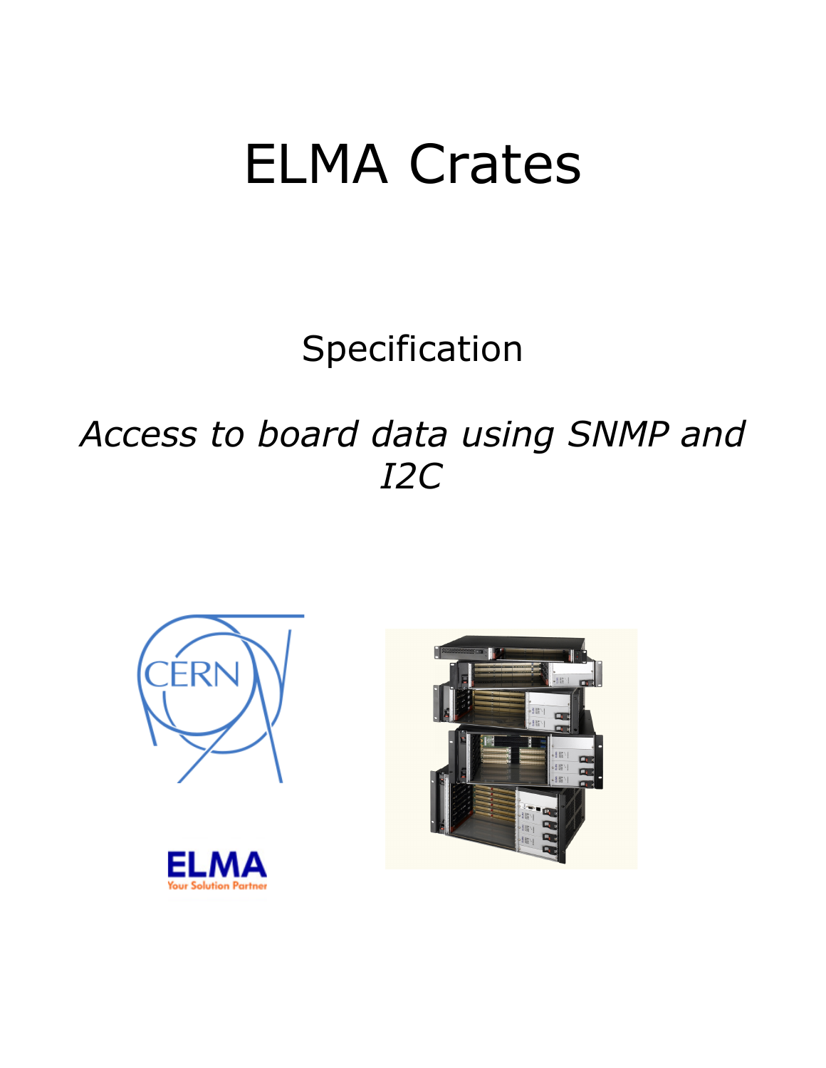# ELMA Crates

## Specification

## *Access to board data using SNMP and I2C*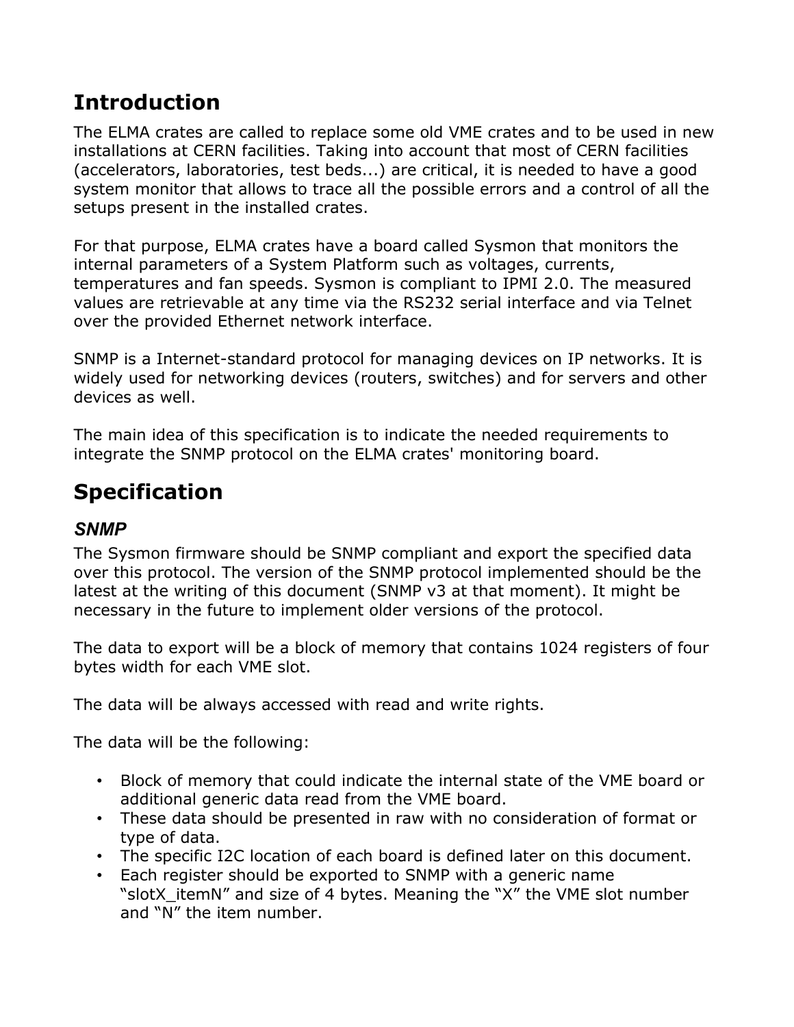# Introduction

The ELMA crates are called to replace some old VME crates and to be used in new installations at CERN facilities. Taking into account that most of CERN facilities (accelerators, laboratories, test beds...) are critical, it is needed to have a good system monitor that allows to trace all the possible errors and a control of all the setups present in the installed crates.

For that purpose, ELMA crates have a board called Sysmon that monitors the internal parameters of a System Platform such as voltages, currents, temperatures and fan speeds. Sysmon is compliant to IPMI 2.0. The measured values are retrievable at any time via the RS232 serial interface and via Telnet over the provided Ethernet network interface.

SNMP is a Internet-standard protocol for managing devices on IP networks. It is widely used for networking devices (routers, switches) and for servers and other devices as well.

The main idea of this specification is to indicate the needed requirements to integrate the SNMP protocol on the ELMA crates' monitoring board.

# Specification

### *SNMP*

The Sysmon firmware should be SNMP compliant and export the specified data over this protocol. The version of the SNMP protocol implemented should be the latest at the writing of this document (SNMP v3 at that moment). It might be necessary in the future to implement older versions of the protocol.

The data to export will be a block of memory that contains 1024 registers of four bytes width for each VME slot.

The data will be always accessed with read and write rights.

The data will be the following:

- Block of memory that could indicate the internal state of the VME board or additional generic data read from the VME board.
- These data should be presented in raw with no consideration of format or type of data.
- The specific I2C location of each board is defined later on this document.
- Each register should be exported to SNMP with a generic name "slotX_itemN" and size of 4 bytes. Meaning the "X" the VME slot number and "N" the item number.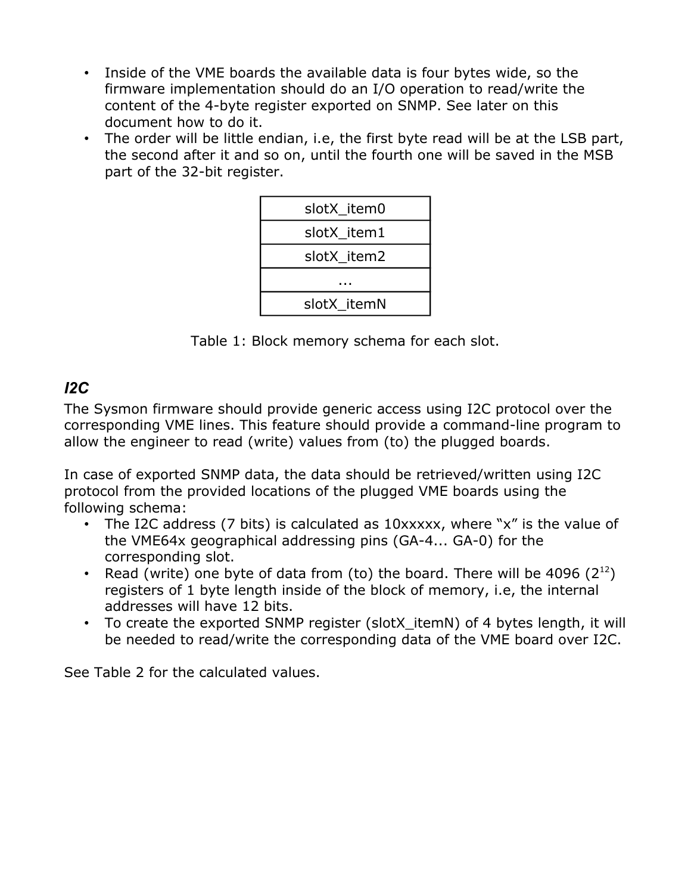- Inside of the VME boards the available data is four bytes wide, so the firmware implementation should do an I/O operation to read/write the content of the 4-byte register exported on SNMP. See later on this document how to do it.
- The order will be little endian, i.e, the first byte read will be at the LSB part, the second after it and so on, until the fourth one will be saved in the MSB part of the 32-bit register.

| slotX_item0 |
| --- |
| slotX_item1 |
| slotX_item2 |
| ... |
| slotX_itemN |

Table 1: Block memory schema for each slot.

### *I2C*

The Sysmon firmware should provide generic access using I2C protocol over the corresponding VME lines. This feature should provide a command-line program to allow the engineer to read (write) values from (to) the plugged boards.

In case of exported SNMP data, the data should be retrieved/written using I2C protocol from the provided locations of the plugged VME boards using the following schema:

- The I2C address (7 bits) is calculated as 10xxxxx, where "x" is the value of the VME64x geographical addressing pins (GA-4... GA-0) for the corresponding slot.
- Read (write) one byte of data from (to) the board. There will be 4096 ($2^{12}$) registers of 1 byte length inside of the block of memory, i.e, the internal addresses will have 12 bits.
- To create the exported SNMP register (slotX_itemN) of 4 bytes length, it will be needed to read/write the corresponding data of the VME board over I2C.

See Table 2 for the calculated values.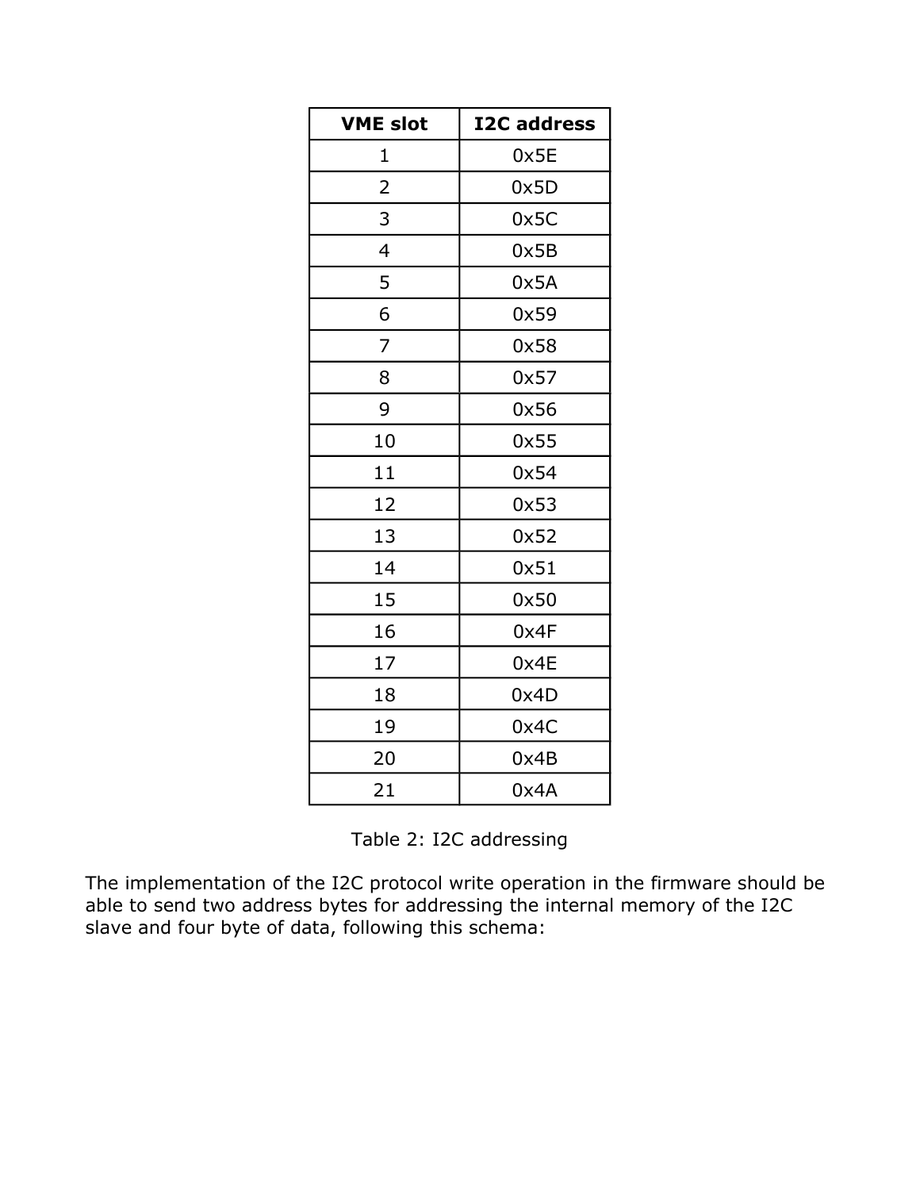| VME slot | I2C address |
| --- | --- |
| 1 | 0x5E |
| 2 | 0x5D |
| 3 | 0x5C |
| 4 | 0x5B |
| 5 | 0x5A |
| 6 | 0x59 |
| 7 | 0x58 |
| 8 | 0x57 |
| 9 | 0x56 |
| 10 | 0x55 |
| 11 | 0x54 |
| 12 | 0x53 |
| 13 | 0x52 |
| 14 | 0x51 |
| 15 | 0x50 |
| 16 | 0x4F |
| 17 | 0x4E |
| 18 | 0x4D |
| 19 | 0x4C |
| 20 | 0x4B |
| 21 | 0x4A |

Table 2: I2C addressing

The implementation of the I2C protocol write operation in the firmware should be able to send two address bytes for addressing the internal memory of the I2C slave and four byte of data, following this schema: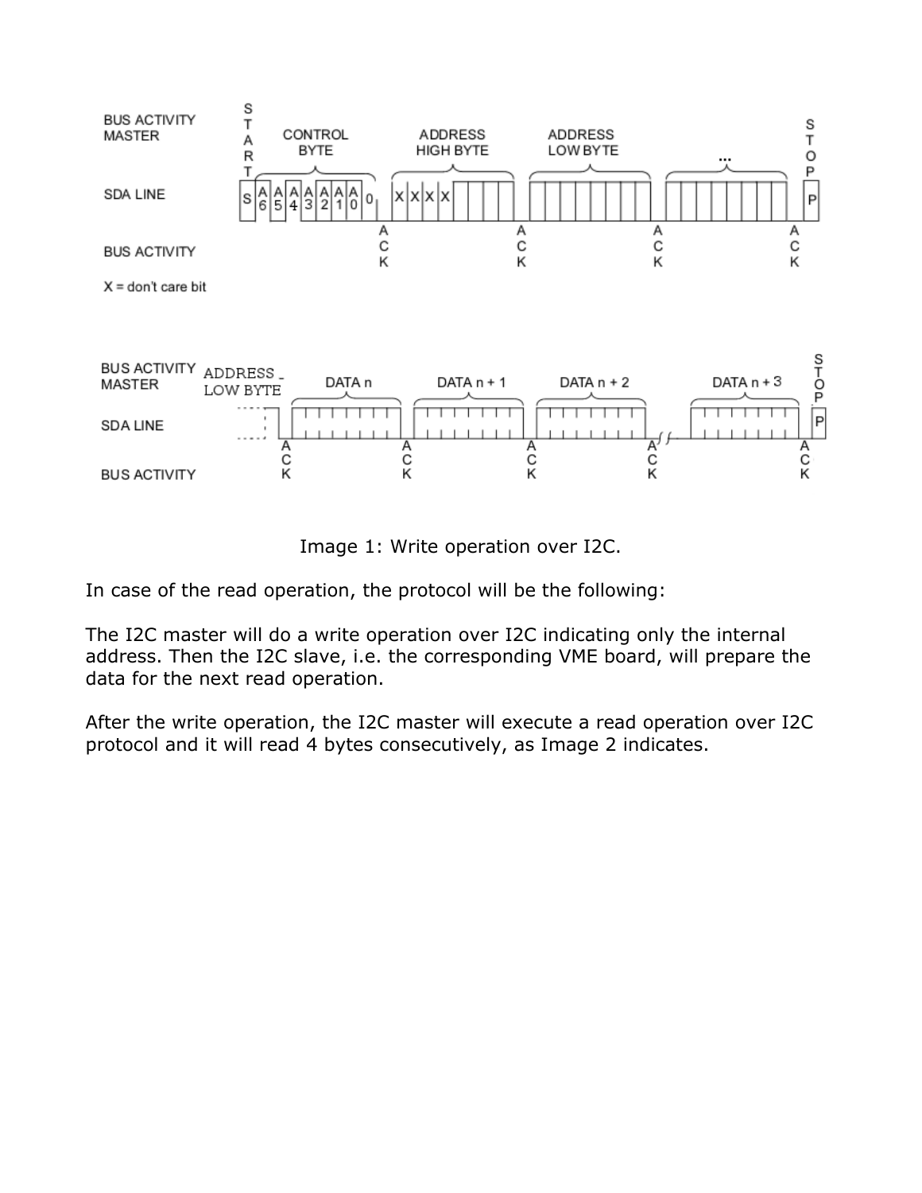Image 1: Write operation over I2C.

In case of the read operation, the protocol will be the following:

The I2C master will do a write operation over I2C indicating only the internal address. Then the I2C slave, i.e. the corresponding VME board, will prepare the data for the next read operation.

After the write operation, the I2C master will execute a read operation over I2C protocol and it will read 4 bytes consecutively, as Image 2 indicates.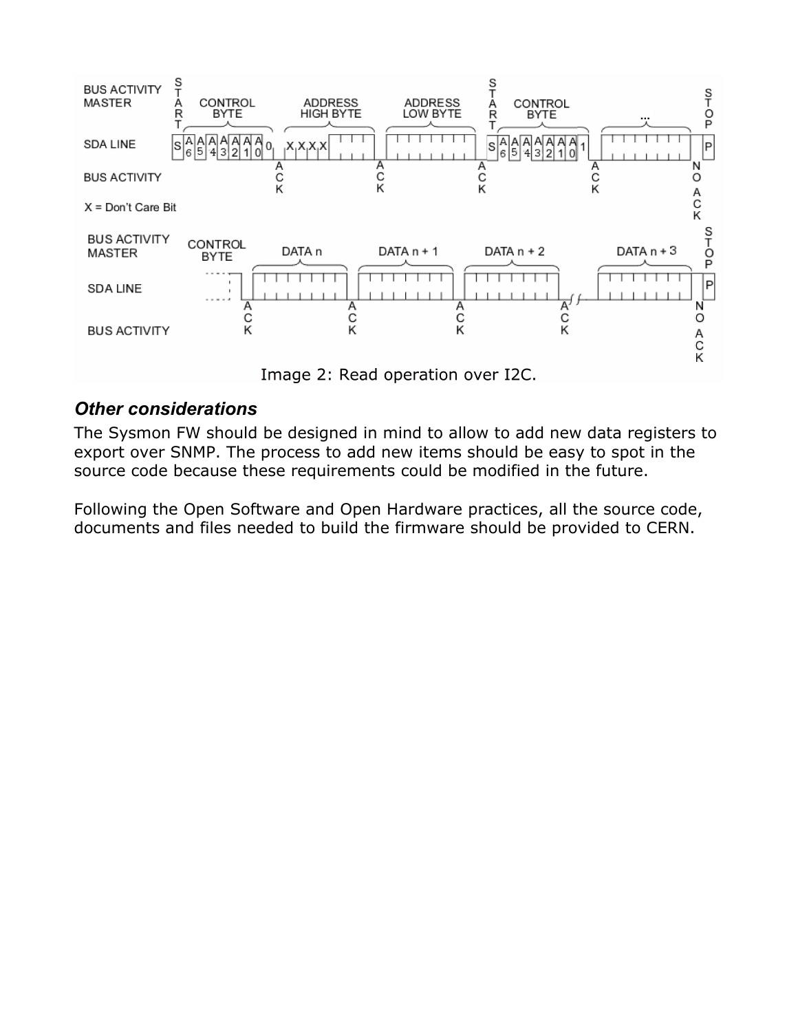BUS ACTIVITY MASTER

START

CONTROL BYTE

ADDRESS HIGH BYTE

ADDRESS LOW BYTE

START

CONTROL BYTE

...

STOP

SDA LINE

S A6 A5 A4 A3 A2 A1 A0 0 X X X X

S A6 A5 A4 A3 A2 A1 A0 1

P

BUS ACTIVITY

ACK ACK ACK ACK NO ACK

X = Don't Care Bit

BUS ACTIVITY MASTER

CONTROL BYTE

DATA n

DATA n + 1

DATA n + 2

DATA n + 3

STOP

SDA LINE

P

BUS ACTIVITY

ACK ACK ACK ACK NO ACK

Image 2: Read operation over I2C.

### *Other considerations*

The Sysmon FW should be designed in mind to allow to add new data registers to export over SNMP. The process to add new items should be easy to spot in the source code because these requirements could be modified in the future.

Following the Open Software and Open Hardware practices, all the source code, documents and files needed to build the firmware should be provided to CERN.